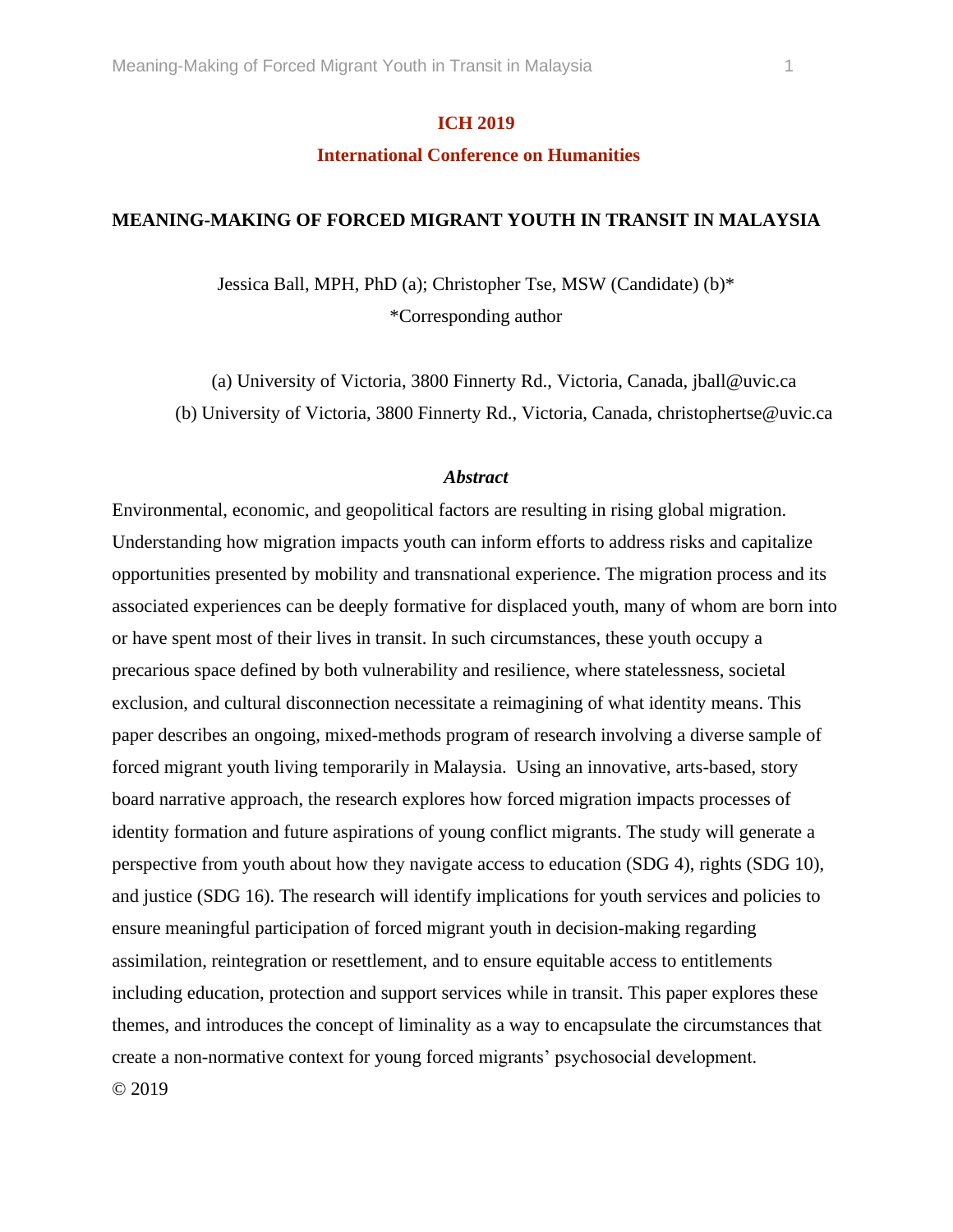**ICH 2019**

**International Conference on Humanities**

# MEANING-MAKING OF FORCED MIGRANT YOUTH IN TRANSIT IN MALAYSIA

Jessica Ball, MPH, PhD (a); Christopher Tse, MSW (Candidate) (b)*
*Corresponding author

(a) University of Victoria, 3800 Finnerty Rd., Victoria, Canada, jball@uvic.ca
(b) University of Victoria, 3800 Finnerty Rd., Victoria, Canada, christophertse@uvic.ca

***Abstract***

Environmental, economic, and geopolitical factors are resulting in rising global migration. Understanding how migration impacts youth can inform efforts to address risks and capitalize opportunities presented by mobility and transnational experience. The migration process and its associated experiences can be deeply formative for displaced youth, many of whom are born into or have spent most of their lives in transit. In such circumstances, these youth occupy a precarious space defined by both vulnerability and resilience, where statelessness, societal exclusion, and cultural disconnection necessitate a reimagining of what identity means. This paper describes an ongoing, mixed-methods program of research involving a diverse sample of forced migrant youth living temporarily in Malaysia. Using an innovative, arts-based, story board narrative approach, the research explores how forced migration impacts processes of identity formation and future aspirations of young conflict migrants. The study will generate a perspective from youth about how they navigate access to education (SDG 4), rights (SDG 10), and justice (SDG 16). The research will identify implications for youth services and policies to ensure meaningful participation of forced migrant youth in decision-making regarding assimilation, reintegration or resettlement, and to ensure equitable access to entitlements including education, protection and support services while in transit. This paper explores these themes, and introduces the concept of liminality as a way to encapsulate the circumstances that create a non-normative context for young forced migrants' psychosocial development.

© 2019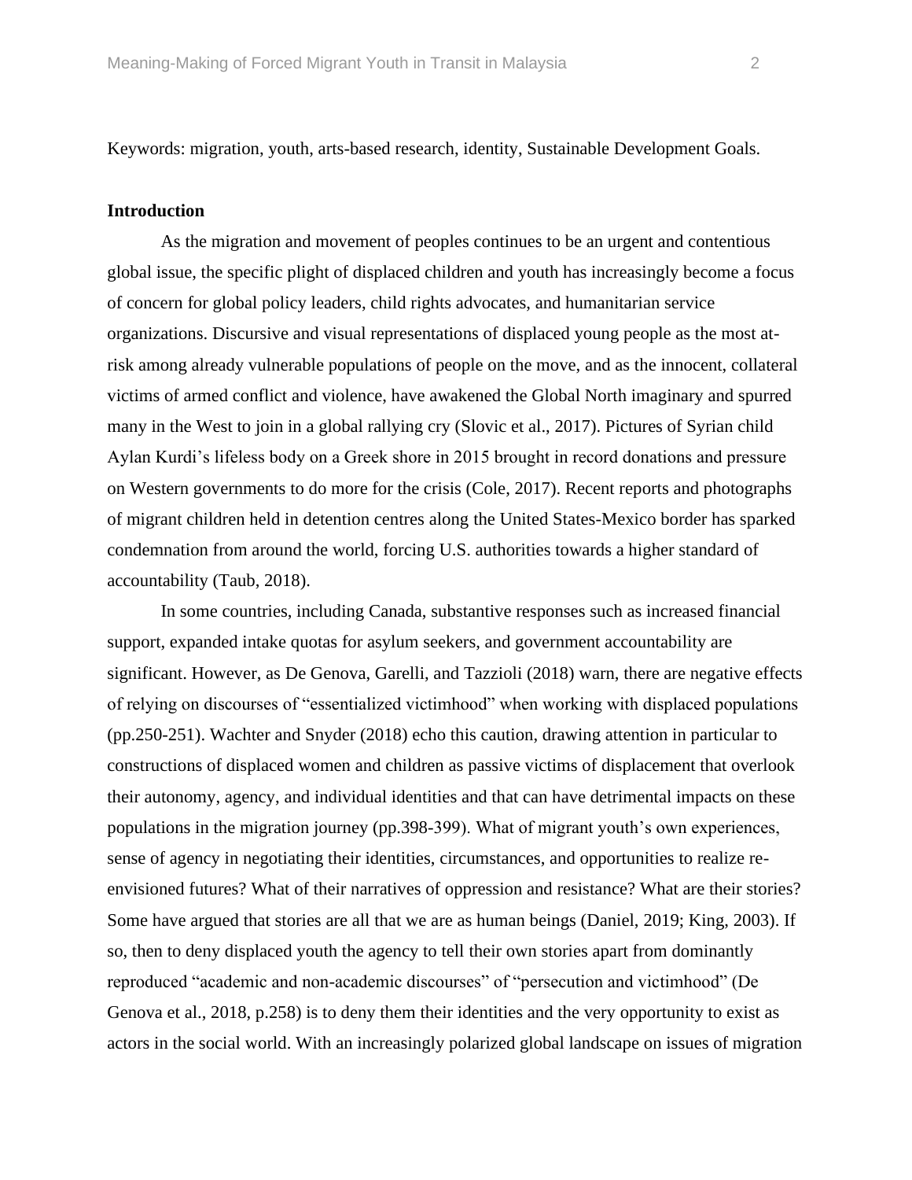Keywords: migration, youth, arts-based research, identity, Sustainable Development Goals.

**Introduction**

As the migration and movement of peoples continues to be an urgent and contentious global issue, the specific plight of displaced children and youth has increasingly become a focus of concern for global policy leaders, child rights advocates, and humanitarian service organizations. Discursive and visual representations of displaced young people as the most at-risk among already vulnerable populations of people on the move, and as the innocent, collateral victims of armed conflict and violence, have awakened the Global North imaginary and spurred many in the West to join in a global rallying cry (Slovic et al., 2017). Pictures of Syrian child Aylan Kurdi's lifeless body on a Greek shore in 2015 brought in record donations and pressure on Western governments to do more for the crisis (Cole, 2017). Recent reports and photographs of migrant children held in detention centres along the United States-Mexico border has sparked condemnation from around the world, forcing U.S. authorities towards a higher standard of accountability (Taub, 2018).

In some countries, including Canada, substantive responses such as increased financial support, expanded intake quotas for asylum seekers, and government accountability are significant. However, as De Genova, Garelli, and Tazzioli (2018) warn, there are negative effects of relying on discourses of "essentialized victimhood" when working with displaced populations (pp.250-251). Wachter and Snyder (2018) echo this caution, drawing attention in particular to constructions of displaced women and children as passive victims of displacement that overlook their autonomy, agency, and individual identities and that can have detrimental impacts on these populations in the migration journey (pp.398-399). What of migrant youth's own experiences, sense of agency in negotiating their identities, circumstances, and opportunities to realize re-envisioned futures? What of their narratives of oppression and resistance? What are their stories? Some have argued that stories are all that we are as human beings (Daniel, 2019; King, 2003). If so, then to deny displaced youth the agency to tell their own stories apart from dominantly reproduced "academic and non-academic discourses" of "persecution and victimhood" (De Genova et al., 2018, p.258) is to deny them their identities and the very opportunity to exist as actors in the social world. With an increasingly polarized global landscape on issues of migration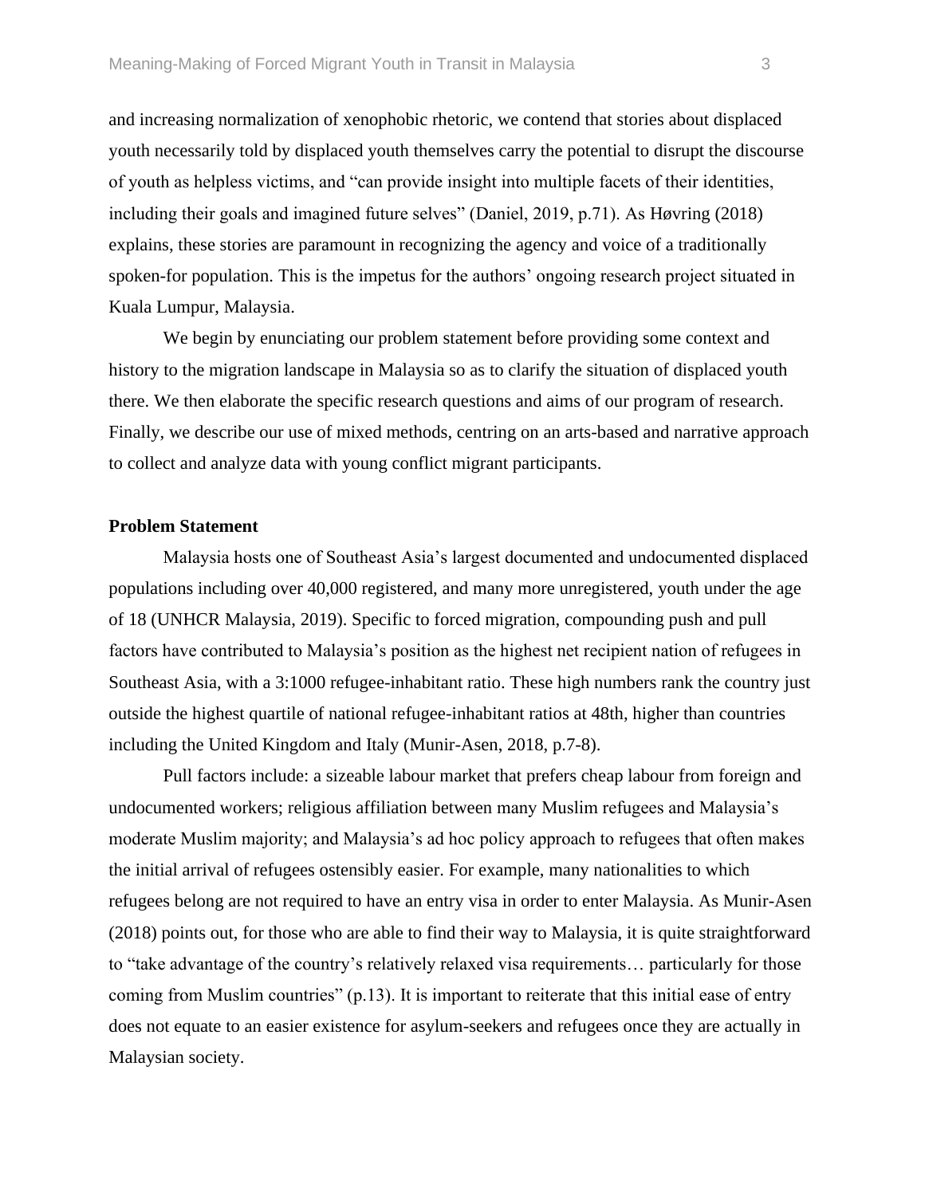and increasing normalization of xenophobic rhetoric, we contend that stories about displaced youth necessarily told by displaced youth themselves carry the potential to disrupt the discourse of youth as helpless victims, and "can provide insight into multiple facets of their identities, including their goals and imagined future selves" (Daniel, 2019, p.71). As Høvring (2018) explains, these stories are paramount in recognizing the agency and voice of a traditionally spoken-for population. This is the impetus for the authors' ongoing research project situated in Kuala Lumpur, Malaysia.

We begin by enunciating our problem statement before providing some context and history to the migration landscape in Malaysia so as to clarify the situation of displaced youth there. We then elaborate the specific research questions and aims of our program of research. Finally, we describe our use of mixed methods, centring on an arts-based and narrative approach to collect and analyze data with young conflict migrant participants.

**Problem Statement**

Malaysia hosts one of Southeast Asia's largest documented and undocumented displaced populations including over 40,000 registered, and many more unregistered, youth under the age of 18 (UNHCR Malaysia, 2019). Specific to forced migration, compounding push and pull factors have contributed to Malaysia's position as the highest net recipient nation of refugees in Southeast Asia, with a 3:1000 refugee-inhabitant ratio. These high numbers rank the country just outside the highest quartile of national refugee-inhabitant ratios at 48th, higher than countries including the United Kingdom and Italy (Munir-Asen, 2018, p.7-8).

Pull factors include: a sizeable labour market that prefers cheap labour from foreign and undocumented workers; religious affiliation between many Muslim refugees and Malaysia's moderate Muslim majority; and Malaysia's ad hoc policy approach to refugees that often makes the initial arrival of refugees ostensibly easier. For example, many nationalities to which refugees belong are not required to have an entry visa in order to enter Malaysia. As Munir-Asen (2018) points out, for those who are able to find their way to Malaysia, it is quite straightforward to "take advantage of the country's relatively relaxed visa requirements… particularly for those coming from Muslim countries" (p.13). It is important to reiterate that this initial ease of entry does not equate to an easier existence for asylum-seekers and refugees once they are actually in Malaysian society.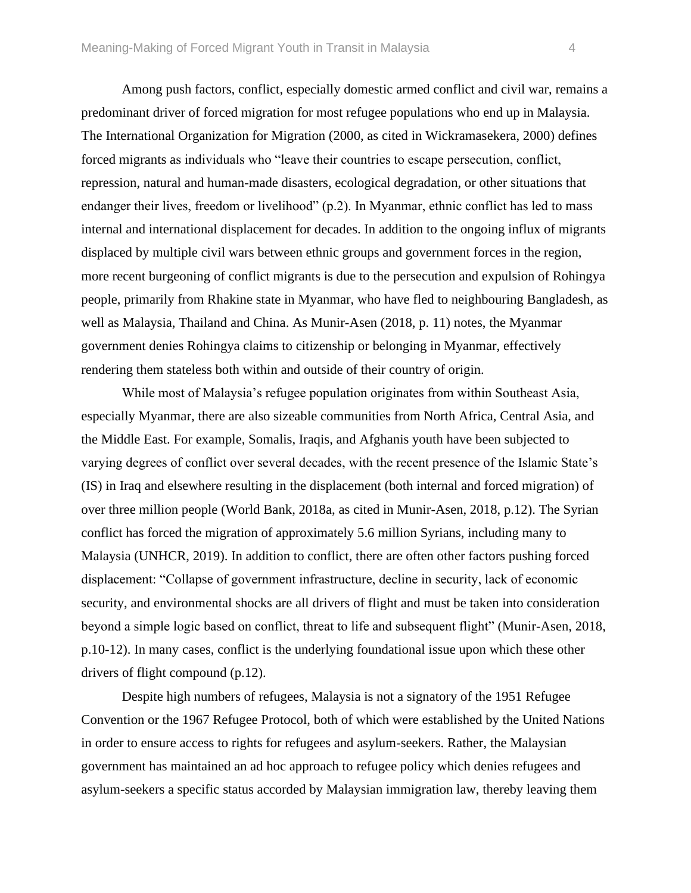Among push factors, conflict, especially domestic armed conflict and civil war, remains a predominant driver of forced migration for most refugee populations who end up in Malaysia. The International Organization for Migration (2000, as cited in Wickramasekera, 2000) defines forced migrants as individuals who "leave their countries to escape persecution, conflict, repression, natural and human-made disasters, ecological degradation, or other situations that endanger their lives, freedom or livelihood" (p.2). In Myanmar, ethnic conflict has led to mass internal and international displacement for decades. In addition to the ongoing influx of migrants displaced by multiple civil wars between ethnic groups and government forces in the region, more recent burgeoning of conflict migrants is due to the persecution and expulsion of Rohingya people, primarily from Rhakine state in Myanmar, who have fled to neighbouring Bangladesh, as well as Malaysia, Thailand and China. As Munir-Asen (2018, p. 11) notes, the Myanmar government denies Rohingya claims to citizenship or belonging in Myanmar, effectively rendering them stateless both within and outside of their country of origin.

While most of Malaysia's refugee population originates from within Southeast Asia, especially Myanmar, there are also sizeable communities from North Africa, Central Asia, and the Middle East. For example, Somalis, Iraqis, and Afghanis youth have been subjected to varying degrees of conflict over several decades, with the recent presence of the Islamic State's (IS) in Iraq and elsewhere resulting in the displacement (both internal and forced migration) of over three million people (World Bank, 2018a, as cited in Munir-Asen, 2018, p.12). The Syrian conflict has forced the migration of approximately 5.6 million Syrians, including many to Malaysia (UNHCR, 2019). In addition to conflict, there are often other factors pushing forced displacement: "Collapse of government infrastructure, decline in security, lack of economic security, and environmental shocks are all drivers of flight and must be taken into consideration beyond a simple logic based on conflict, threat to life and subsequent flight" (Munir-Asen, 2018, p.10-12). In many cases, conflict is the underlying foundational issue upon which these other drivers of flight compound (p.12).

Despite high numbers of refugees, Malaysia is not a signatory of the 1951 Refugee Convention or the 1967 Refugee Protocol, both of which were established by the United Nations in order to ensure access to rights for refugees and asylum-seekers. Rather, the Malaysian government has maintained an ad hoc approach to refugee policy which denies refugees and asylum-seekers a specific status accorded by Malaysian immigration law, thereby leaving them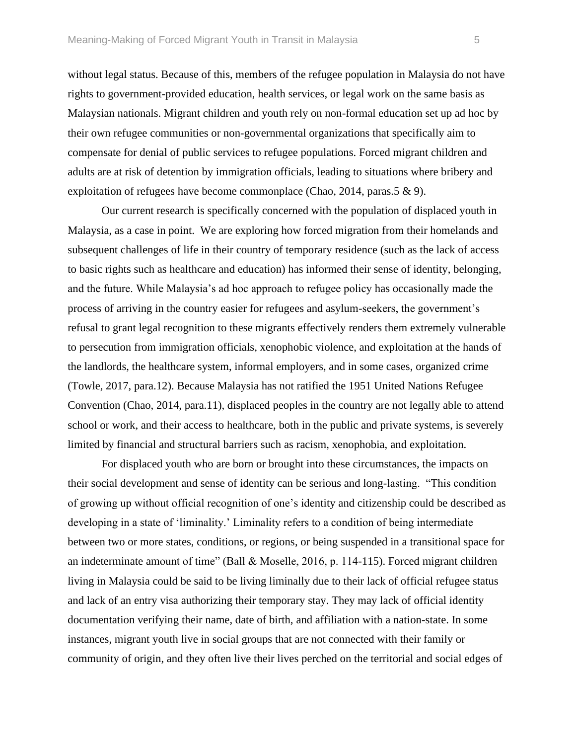without legal status. Because of this, members of the refugee population in Malaysia do not have rights to government-provided education, health services, or legal work on the same basis as Malaysian nationals. Migrant children and youth rely on non-formal education set up ad hoc by their own refugee communities or non-governmental organizations that specifically aim to compensate for denial of public services to refugee populations. Forced migrant children and adults are at risk of detention by immigration officials, leading to situations where bribery and exploitation of refugees have become commonplace (Chao, 2014, paras.5 & 9).

Our current research is specifically concerned with the population of displaced youth in Malaysia, as a case in point. We are exploring how forced migration from their homelands and subsequent challenges of life in their country of temporary residence (such as the lack of access to basic rights such as healthcare and education) has informed their sense of identity, belonging, and the future. While Malaysia's ad hoc approach to refugee policy has occasionally made the process of arriving in the country easier for refugees and asylum-seekers, the government's refusal to grant legal recognition to these migrants effectively renders them extremely vulnerable to persecution from immigration officials, xenophobic violence, and exploitation at the hands of the landlords, the healthcare system, informal employers, and in some cases, organized crime (Towle, 2017, para.12). Because Malaysia has not ratified the 1951 United Nations Refugee Convention (Chao, 2014, para.11), displaced peoples in the country are not legally able to attend school or work, and their access to healthcare, both in the public and private systems, is severely limited by financial and structural barriers such as racism, xenophobia, and exploitation.

For displaced youth who are born or brought into these circumstances, the impacts on their social development and sense of identity can be serious and long-lasting. "This condition of growing up without official recognition of one's identity and citizenship could be described as developing in a state of 'liminality.' Liminality refers to a condition of being intermediate between two or more states, conditions, or regions, or being suspended in a transitional space for an indeterminate amount of time" (Ball & Moselle, 2016, p. 114-115). Forced migrant children living in Malaysia could be said to be living liminally due to their lack of official refugee status and lack of an entry visa authorizing their temporary stay. They may lack of official identity documentation verifying their name, date of birth, and affiliation with a nation-state. In some instances, migrant youth live in social groups that are not connected with their family or community of origin, and they often live their lives perched on the territorial and social edges of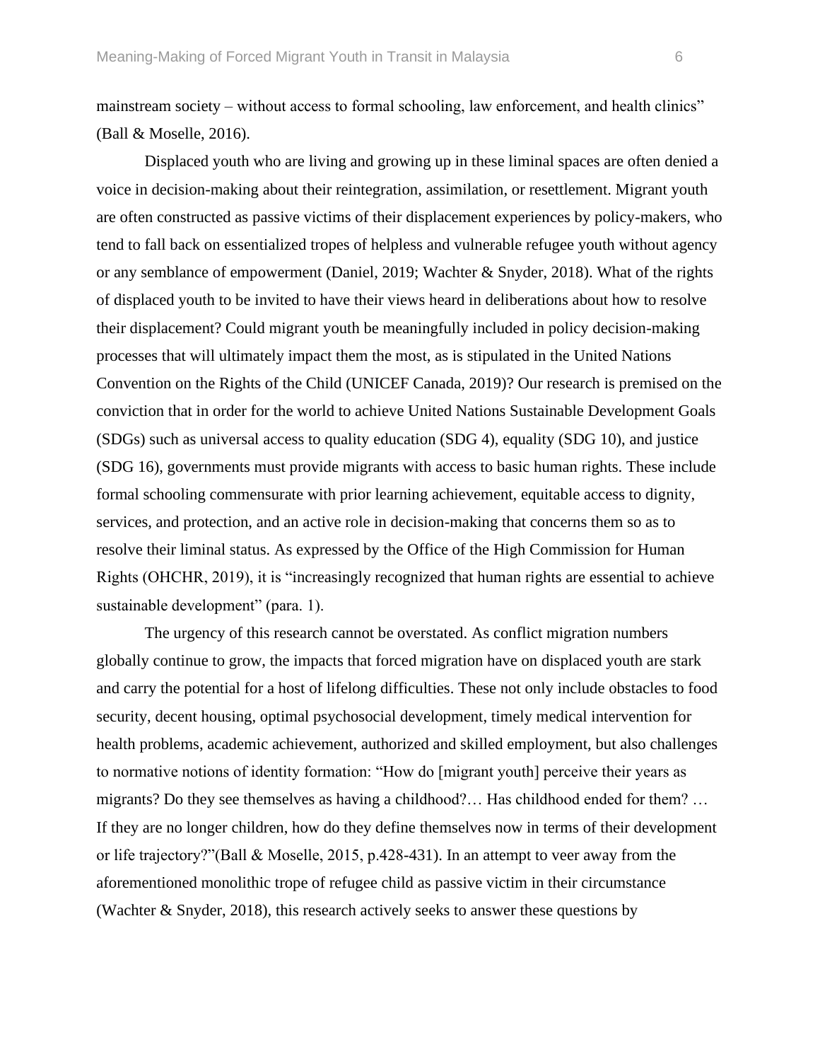mainstream society – without access to formal schooling, law enforcement, and health clinics" (Ball & Moselle, 2016).

Displaced youth who are living and growing up in these liminal spaces are often denied a voice in decision-making about their reintegration, assimilation, or resettlement. Migrant youth are often constructed as passive victims of their displacement experiences by policy-makers, who tend to fall back on essentialized tropes of helpless and vulnerable refugee youth without agency or any semblance of empowerment (Daniel, 2019; Wachter & Snyder, 2018). What of the rights of displaced youth to be invited to have their views heard in deliberations about how to resolve their displacement? Could migrant youth be meaningfully included in policy decision-making processes that will ultimately impact them the most, as is stipulated in the United Nations Convention on the Rights of the Child (UNICEF Canada, 2019)? Our research is premised on the conviction that in order for the world to achieve United Nations Sustainable Development Goals (SDGs) such as universal access to quality education (SDG 4), equality (SDG 10), and justice (SDG 16), governments must provide migrants with access to basic human rights. These include formal schooling commensurate with prior learning achievement, equitable access to dignity, services, and protection, and an active role in decision-making that concerns them so as to resolve their liminal status. As expressed by the Office of the High Commission for Human Rights (OHCHR, 2019), it is "increasingly recognized that human rights are essential to achieve sustainable development" (para. 1).

The urgency of this research cannot be overstated. As conflict migration numbers globally continue to grow, the impacts that forced migration have on displaced youth are stark and carry the potential for a host of lifelong difficulties. These not only include obstacles to food security, decent housing, optimal psychosocial development, timely medical intervention for health problems, academic achievement, authorized and skilled employment, but also challenges to normative notions of identity formation: "How do [migrant youth] perceive their years as migrants? Do they see themselves as having a childhood?… Has childhood ended for them? … If they are no longer children, how do they define themselves now in terms of their development or life trajectory?"(Ball & Moselle, 2015, p.428-431). In an attempt to veer away from the aforementioned monolithic trope of refugee child as passive victim in their circumstance (Wachter & Snyder, 2018), this research actively seeks to answer these questions by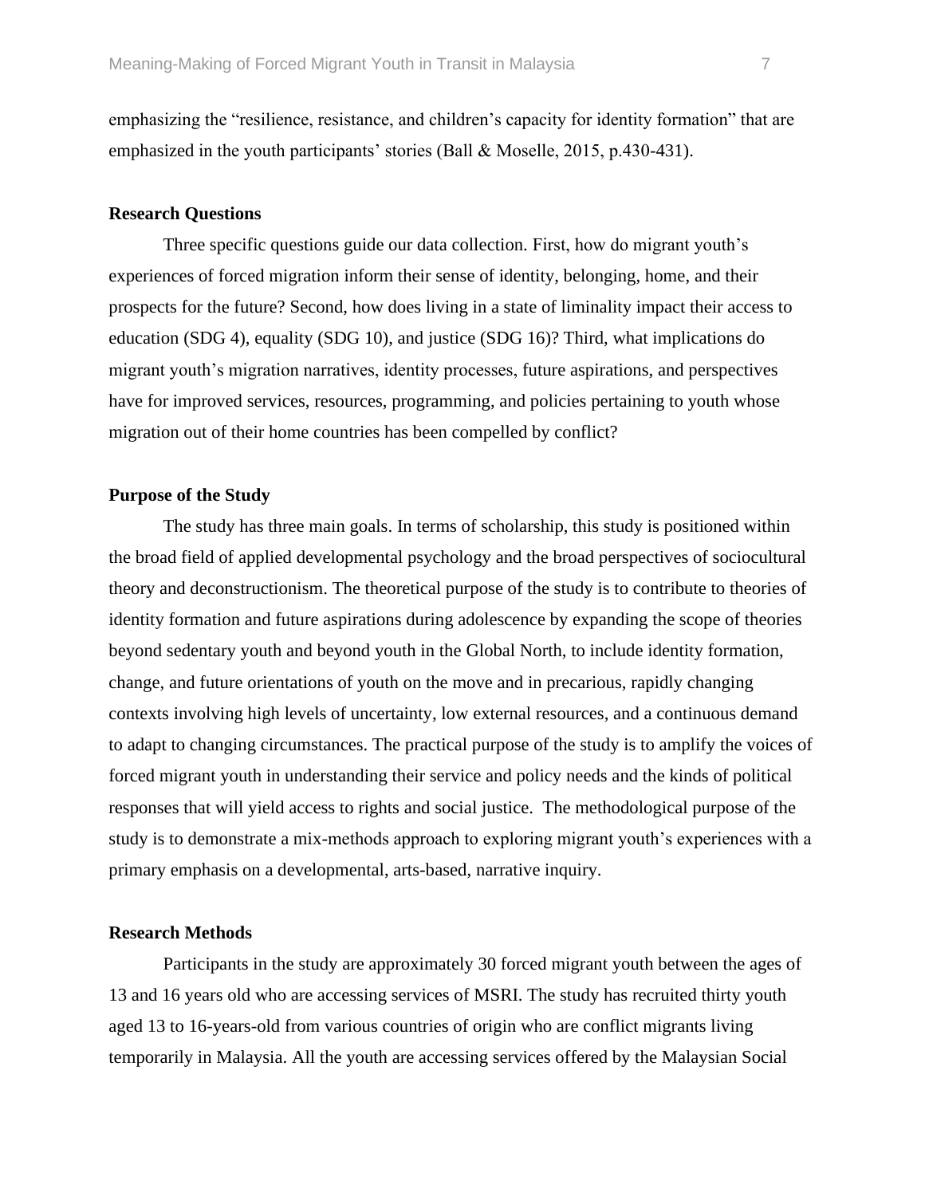emphasizing the "resilience, resistance, and children's capacity for identity formation" that are emphasized in the youth participants' stories (Ball & Moselle, 2015, p.430-431).

## Research Questions

Three specific questions guide our data collection. First, how do migrant youth's experiences of forced migration inform their sense of identity, belonging, home, and their prospects for the future? Second, how does living in a state of liminality impact their access to education (SDG 4), equality (SDG 10), and justice (SDG 16)? Third, what implications do migrant youth's migration narratives, identity processes, future aspirations, and perspectives have for improved services, resources, programming, and policies pertaining to youth whose migration out of their home countries has been compelled by conflict?

## Purpose of the Study

The study has three main goals. In terms of scholarship, this study is positioned within the broad field of applied developmental psychology and the broad perspectives of sociocultural theory and deconstructionism. The theoretical purpose of the study is to contribute to theories of identity formation and future aspirations during adolescence by expanding the scope of theories beyond sedentary youth and beyond youth in the Global North, to include identity formation, change, and future orientations of youth on the move and in precarious, rapidly changing contexts involving high levels of uncertainty, low external resources, and a continuous demand to adapt to changing circumstances. The practical purpose of the study is to amplify the voices of forced migrant youth in understanding their service and policy needs and the kinds of political responses that will yield access to rights and social justice. The methodological purpose of the study is to demonstrate a mix-methods approach to exploring migrant youth's experiences with a primary emphasis on a developmental, arts-based, narrative inquiry.

## Research Methods

Participants in the study are approximately 30 forced migrant youth between the ages of 13 and 16 years old who are accessing services of MSRI. The study has recruited thirty youth aged 13 to 16-years-old from various countries of origin who are conflict migrants living temporarily in Malaysia. All the youth are accessing services offered by the Malaysian Social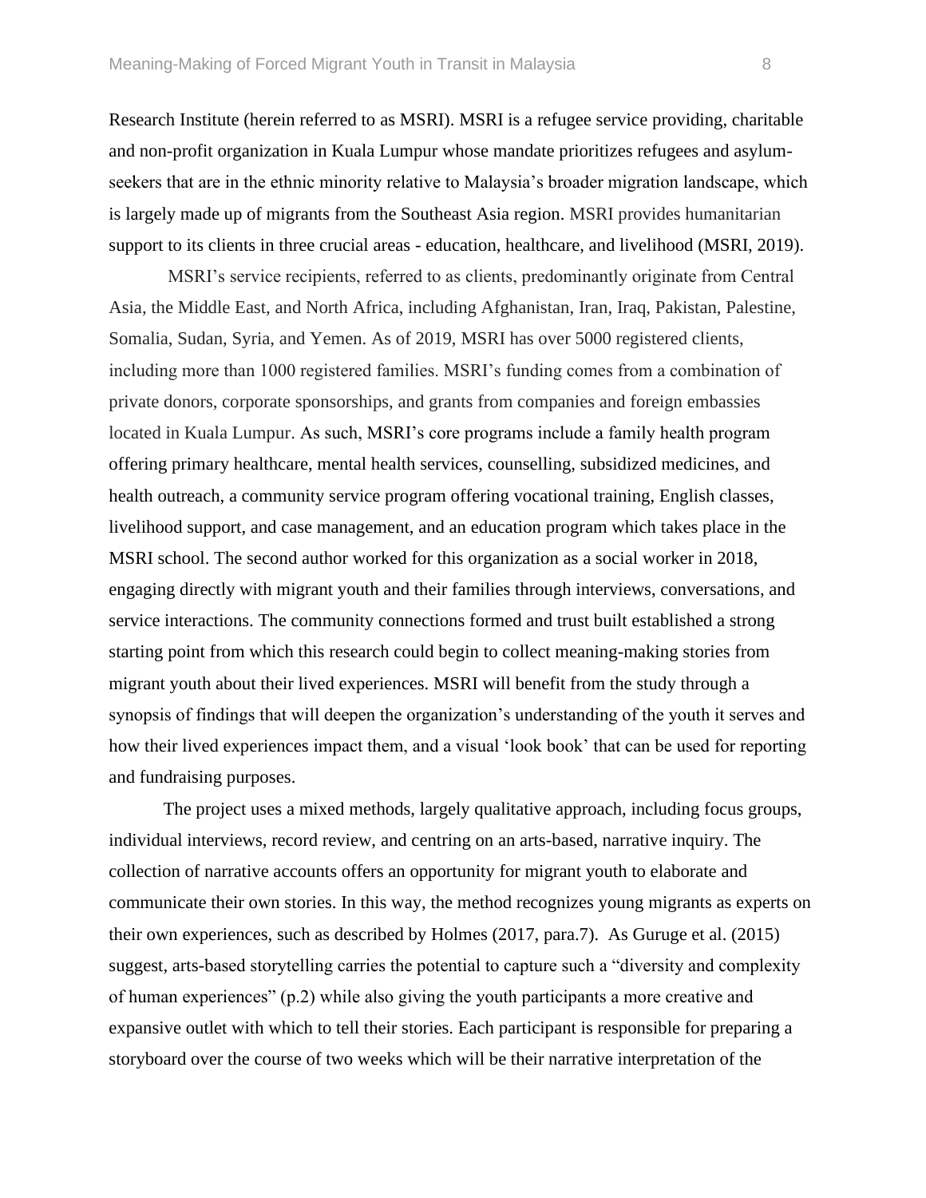Research Institute (herein referred to as MSRI). MSRI is a refugee service providing, charitable and non-profit organization in Kuala Lumpur whose mandate prioritizes refugees and asylum-seekers that are in the ethnic minority relative to Malaysia's broader migration landscape, which is largely made up of migrants from the Southeast Asia region. MSRI provides humanitarian support to its clients in three crucial areas - education, healthcare, and livelihood (MSRI, 2019).

MSRI's service recipients, referred to as clients, predominantly originate from Central Asia, the Middle East, and North Africa, including Afghanistan, Iran, Iraq, Pakistan, Palestine, Somalia, Sudan, Syria, and Yemen. As of 2019, MSRI has over 5000 registered clients, including more than 1000 registered families. MSRI's funding comes from a combination of private donors, corporate sponsorships, and grants from companies and foreign embassies located in Kuala Lumpur. As such, MSRI's core programs include a family health program offering primary healthcare, mental health services, counselling, subsidized medicines, and health outreach, a community service program offering vocational training, English classes, livelihood support, and case management, and an education program which takes place in the MSRI school. The second author worked for this organization as a social worker in 2018, engaging directly with migrant youth and their families through interviews, conversations, and service interactions. The community connections formed and trust built established a strong starting point from which this research could begin to collect meaning-making stories from migrant youth about their lived experiences. MSRI will benefit from the study through a synopsis of findings that will deepen the organization's understanding of the youth it serves and how their lived experiences impact them, and a visual 'look book' that can be used for reporting and fundraising purposes.

The project uses a mixed methods, largely qualitative approach, including focus groups, individual interviews, record review, and centring on an arts-based, narrative inquiry. The collection of narrative accounts offers an opportunity for migrant youth to elaborate and communicate their own stories. In this way, the method recognizes young migrants as experts on their own experiences, such as described by Holmes (2017, para.7). As Guruge et al. (2015) suggest, arts-based storytelling carries the potential to capture such a "diversity and complexity of human experiences" (p.2) while also giving the youth participants a more creative and expansive outlet with which to tell their stories. Each participant is responsible for preparing a storyboard over the course of two weeks which will be their narrative interpretation of the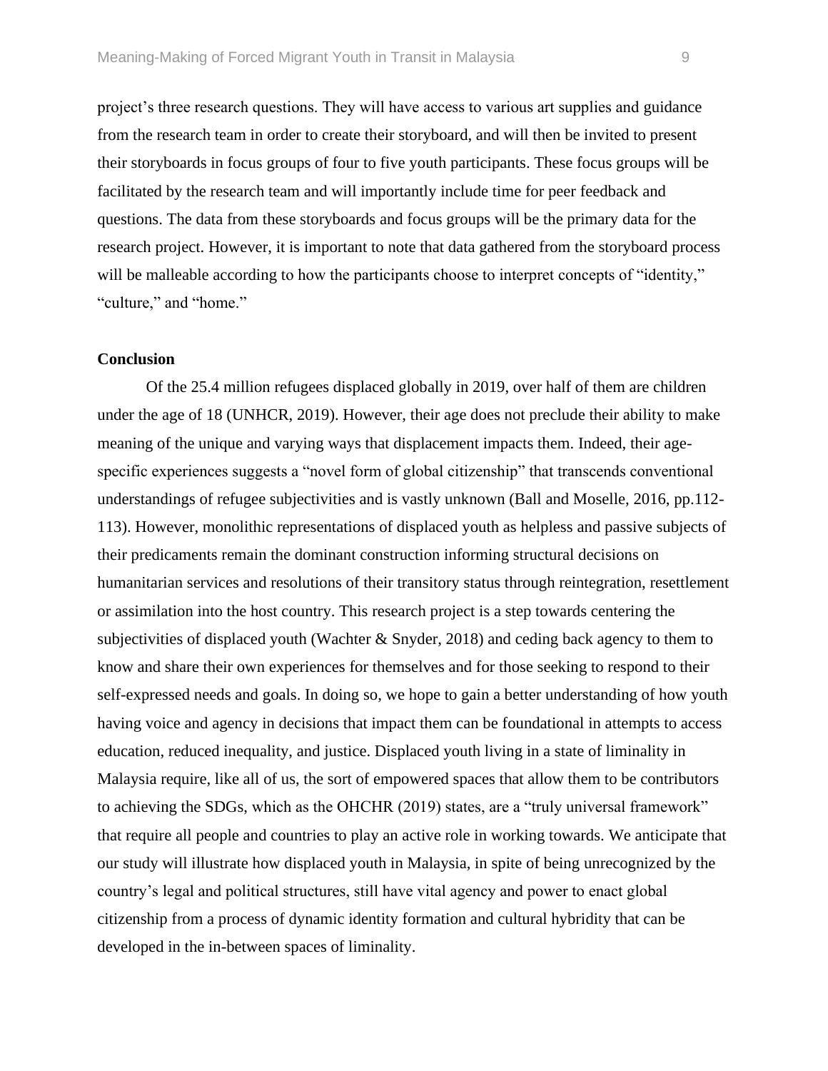project's three research questions. They will have access to various art supplies and guidance from the research team in order to create their storyboard, and will then be invited to present their storyboards in focus groups of four to five youth participants. These focus groups will be facilitated by the research team and will importantly include time for peer feedback and questions. The data from these storyboards and focus groups will be the primary data for the research project. However, it is important to note that data gathered from the storyboard process will be malleable according to how the participants choose to interpret concepts of "identity," "culture," and "home."

**Conclusion**

Of the 25.4 million refugees displaced globally in 2019, over half of them are children under the age of 18 (UNHCR, 2019). However, their age does not preclude their ability to make meaning of the unique and varying ways that displacement impacts them. Indeed, their age-specific experiences suggests a "novel form of global citizenship" that transcends conventional understandings of refugee subjectivities and is vastly unknown (Ball and Moselle, 2016, pp.112-113). However, monolithic representations of displaced youth as helpless and passive subjects of their predicaments remain the dominant construction informing structural decisions on humanitarian services and resolutions of their transitory status through reintegration, resettlement or assimilation into the host country. This research project is a step towards centering the subjectivities of displaced youth (Wachter & Snyder, 2018) and ceding back agency to them to know and share their own experiences for themselves and for those seeking to respond to their self-expressed needs and goals. In doing so, we hope to gain a better understanding of how youth having voice and agency in decisions that impact them can be foundational in attempts to access education, reduced inequality, and justice. Displaced youth living in a state of liminality in Malaysia require, like all of us, the sort of empowered spaces that allow them to be contributors to achieving the SDGs, which as the OHCHR (2019) states, are a "truly universal framework" that require all people and countries to play an active role in working towards. We anticipate that our study will illustrate how displaced youth in Malaysia, in spite of being unrecognized by the country's legal and political structures, still have vital agency and power to enact global citizenship from a process of dynamic identity formation and cultural hybridity that can be developed in the in-between spaces of liminality.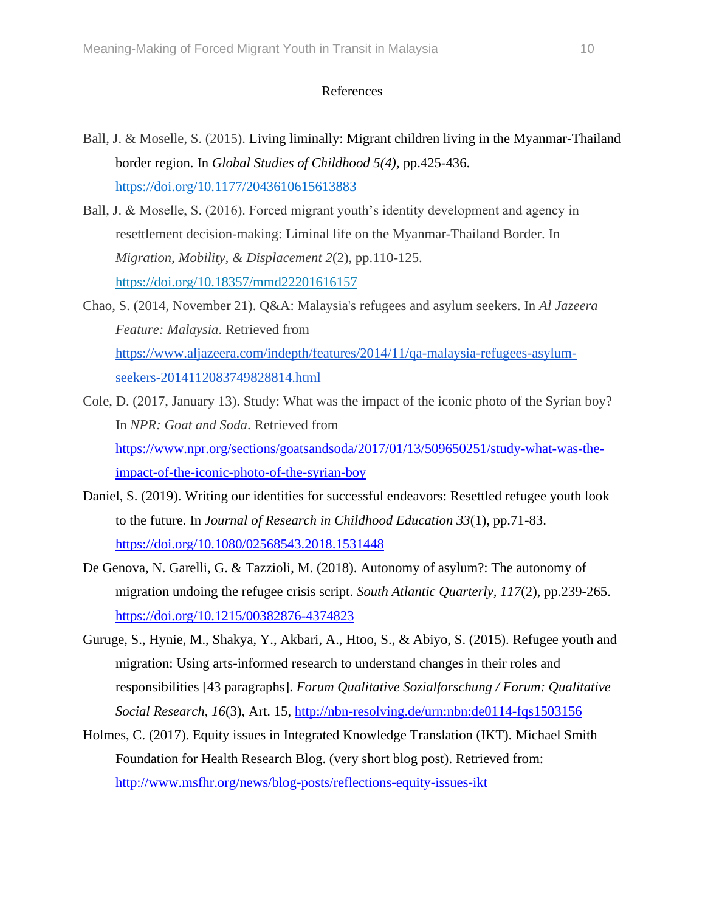# References

Ball, J. & Moselle, S. (2015). Living liminally: Migrant children living in the Myanmar-Thailand border region. In *Global Studies of Childhood 5(4),* pp.425-436. https://doi.org/10.1177/2043610615613883

Ball, J. & Moselle, S. (2016). Forced migrant youth's identity development and agency in resettlement decision-making: Liminal life on the Myanmar-Thailand Border. In *Migration, Mobility, & Displacement 2*(2), pp.110-125. https://doi.org/10.18357/mmd22201616157

Chao, S. (2014, November 21). Q&A: Malaysia's refugees and asylum seekers. In *Al Jazeera Feature: Malaysia*. Retrieved from https://www.aljazeera.com/indepth/features/2014/11/qa-malaysia-refugees-asylum-seekers-2014112083749828814.html

Cole, D. (2017, January 13). Study: What was the impact of the iconic photo of the Syrian boy? In *NPR: Goat and Soda*. Retrieved from https://www.npr.org/sections/goatsandsoda/2017/01/13/509650251/study-what-was-the-impact-of-the-iconic-photo-of-the-syrian-boy

Daniel, S. (2019). Writing our identities for successful endeavors: Resettled refugee youth look to the future. In *Journal of Research in Childhood Education 33*(1), pp.71-83. https://doi.org/10.1080/02568543.2018.1531448

De Genova, N. Garelli, G. & Tazzioli, M. (2018). Autonomy of asylum?: The autonomy of migration undoing the refugee crisis script. *South Atlantic Quarterly, 117*(2), pp.239-265. https://doi.org/10.1215/00382876-4374823

Guruge, S., Hynie, M., Shakya, Y., Akbari, A., Htoo, S., & Abiyo, S. (2015). Refugee youth and migration: Using arts-informed research to understand changes in their roles and responsibilities [43 paragraphs]. *Forum Qualitative Sozialforschung / Forum: Qualitative Social Research, 16*(3), Art. 15, http://nbn-resolving.de/urn:nbn:de0114-fqs1503156

Holmes, C. (2017). Equity issues in Integrated Knowledge Translation (IKT). Michael Smith Foundation for Health Research Blog. (very short blog post). Retrieved from: http://www.msfhr.org/news/blog-posts/reflections-equity-issues-ikt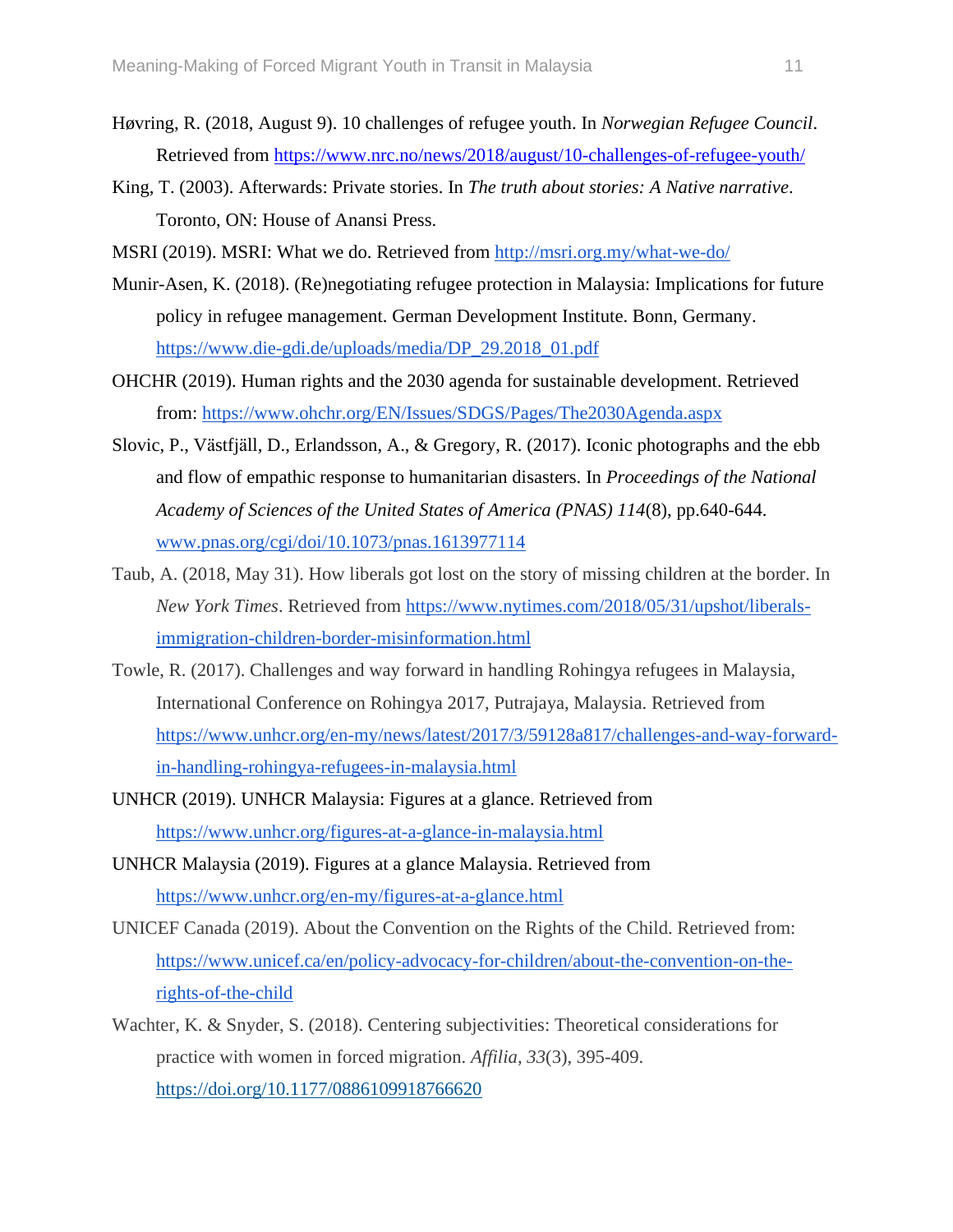Høvring, R. (2018, August 9). 10 challenges of refugee youth. In *Norwegian Refugee Council*. Retrieved from https://www.nrc.no/news/2018/august/10-challenges-of-refugee-youth/

King, T. (2003). Afterwards: Private stories. In *The truth about stories: A Native narrative*. Toronto, ON: House of Anansi Press.

MSRI (2019). MSRI: What we do. Retrieved from http://msri.org.my/what-we-do/

Munir-Asen, K. (2018). (Re)negotiating refugee protection in Malaysia: Implications for future policy in refugee management. German Development Institute. Bonn, Germany. https://www.die-gdi.de/uploads/media/DP_29.2018_01.pdf

OHCHR (2019). Human rights and the 2030 agenda for sustainable development. Retrieved from: https://www.ohchr.org/EN/Issues/SDGS/Pages/The2030Agenda.aspx

Slovic, P., Västfjäll, D., Erlandsson, A., & Gregory, R. (2017). Iconic photographs and the ebb and flow of empathic response to humanitarian disasters. In *Proceedings of the National Academy of Sciences of the United States of America (PNAS) 114*(8), pp.640-644. www.pnas.org/cgi/doi/10.1073/pnas.1613977114

Taub, A. (2018, May 31). How liberals got lost on the story of missing children at the border. In *New York Times*. Retrieved from https://www.nytimes.com/2018/05/31/upshot/liberals-immigration-children-border-misinformation.html

Towle, R. (2017). Challenges and way forward in handling Rohingya refugees in Malaysia, International Conference on Rohingya 2017, Putrajaya, Malaysia. Retrieved from https://www.unhcr.org/en-my/news/latest/2017/3/59128a817/challenges-and-way-forward-in-handling-rohingya-refugees-in-malaysia.html

UNHCR (2019). UNHCR Malaysia: Figures at a glance. Retrieved from https://www.unhcr.org/figures-at-a-glance-in-malaysia.html

UNHCR Malaysia (2019). Figures at a glance Malaysia. Retrieved from https://www.unhcr.org/en-my/figures-at-a-glance.html

UNICEF Canada (2019). About the Convention on the Rights of the Child. Retrieved from: https://www.unicef.ca/en/policy-advocacy-for-children/about-the-convention-on-the-rights-of-the-child

Wachter, K. & Snyder, S. (2018). Centering subjectivities: Theoretical considerations for practice with women in forced migration. *Affilia, 33*(3), 395-409. https://doi.org/10.1177/0886109918766620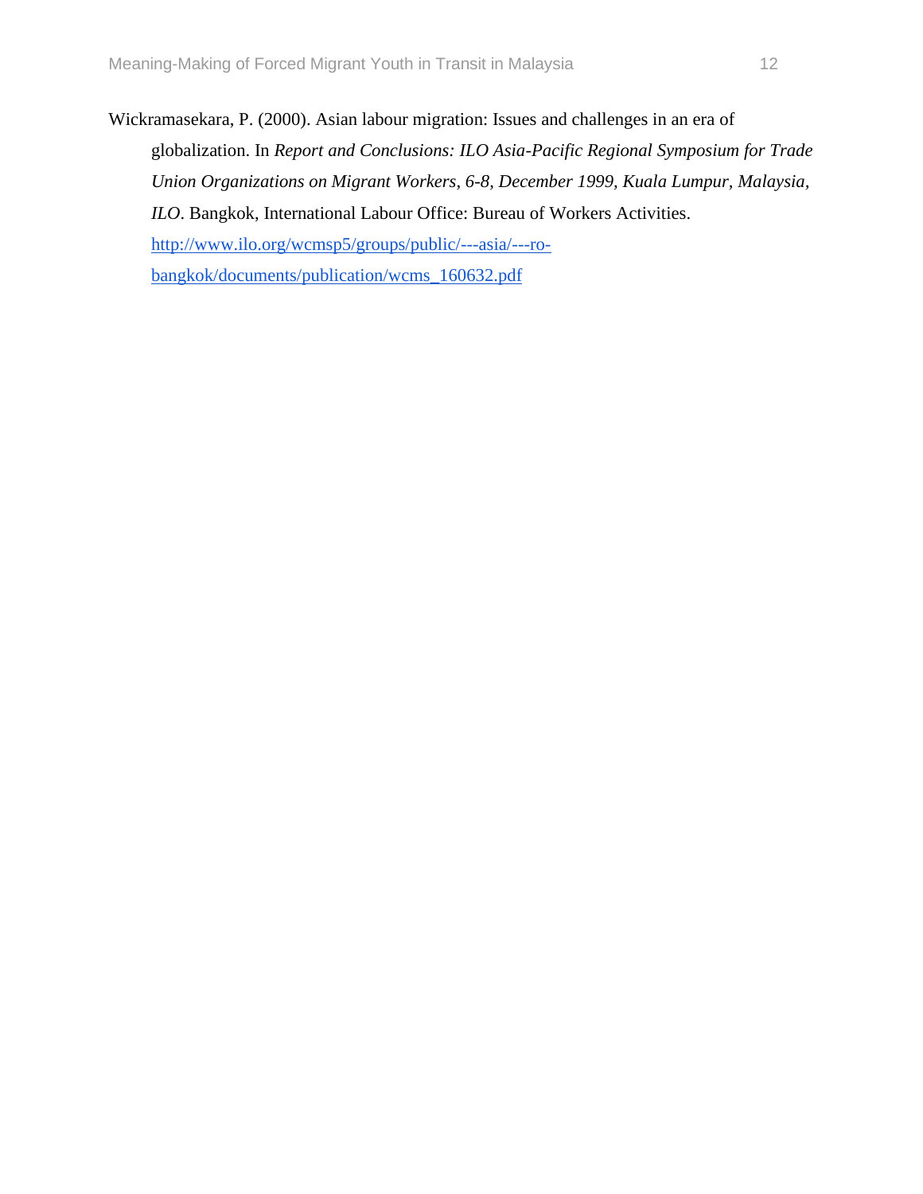Wickramasekara, P. (2000). Asian labour migration: Issues and challenges in an era of globalization. In *Report and Conclusions: ILO Asia-Pacific Regional Symposium for Trade Union Organizations on Migrant Workers, 6-8, December 1999, Kuala Lumpur, Malaysia, ILO*. Bangkok, International Labour Office: Bureau of Workers Activities. http://www.ilo.org/wcmsp5/groups/public/---asia/---ro-bangkok/documents/publication/wcms_160632.pdf